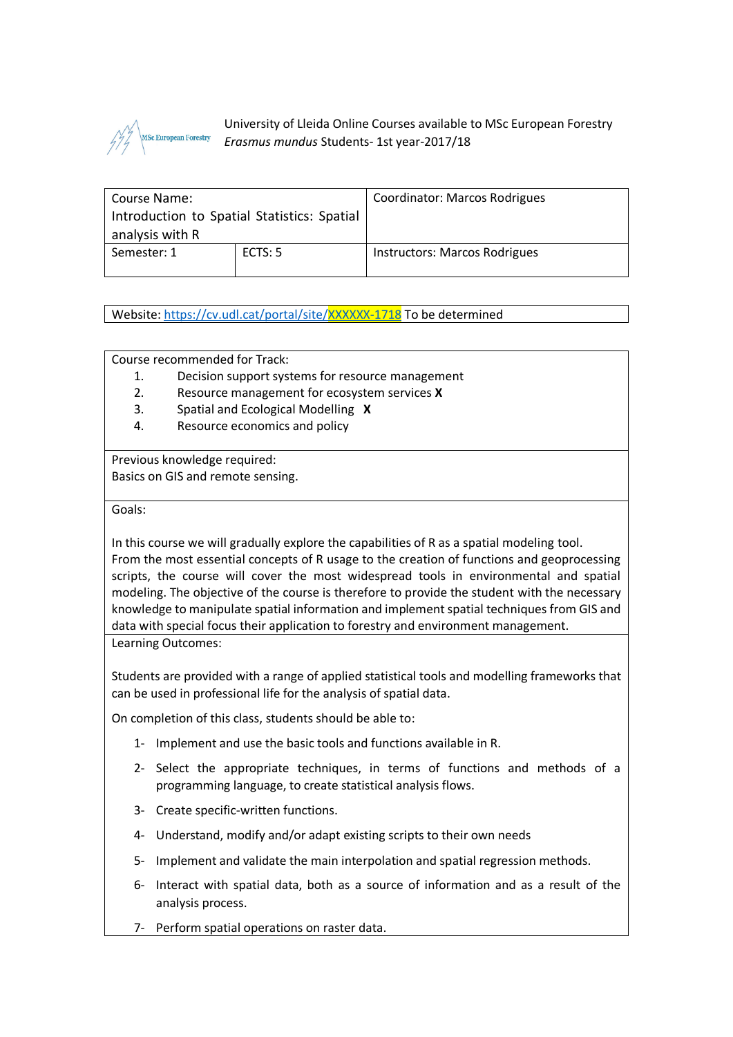University of Lleida Online Courses available to MSc European Forestry *Erasmus mundus* Students- 1st year-2017/18

| Course Name: Introduction to Spatial Statistics: Spatial analysis with R | | Coordinator: Marcos Rodrigues |
|---|---|---|
| Semester: 1 | ECTS: 5 | Instructors: Marcos Rodrigues |

Website: https://cv.udl.cat/portal/site/XXXXXX-1718 To be determined

Course recommended for Track:

1. Decision support systems for resource management
2. Resource management for ecosystem services **X**
3. Spatial and Ecological Modelling **X**
4. Resource economics and policy

Previous knowledge required:
Basics on GIS and remote sensing.

Goals:

In this course we will gradually explore the capabilities of R as a spatial modeling tool. From the most essential concepts of R usage to the creation of functions and geoprocessing scripts, the course will cover the most widespread tools in environmental and spatial modeling. The objective of the course is therefore to provide the student with the necessary knowledge to manipulate spatial information and implement spatial techniques from GIS and data with special focus their application to forestry and environment management.

Learning Outcomes:

Students are provided with a range of applied statistical tools and modelling frameworks that can be used in professional life for the analysis of spatial data.

On completion of this class, students should be able to:

1- Implement and use the basic tools and functions available in R.

2- Select the appropriate techniques, in terms of functions and methods of a programming language, to create statistical analysis flows.

3- Create specific-written functions.

4- Understand, modify and/or adapt existing scripts to their own needs

5- Implement and validate the main interpolation and spatial regression methods.

6- Interact with spatial data, both as a source of information and as a result of the analysis process.

7- Perform spatial operations on raster data.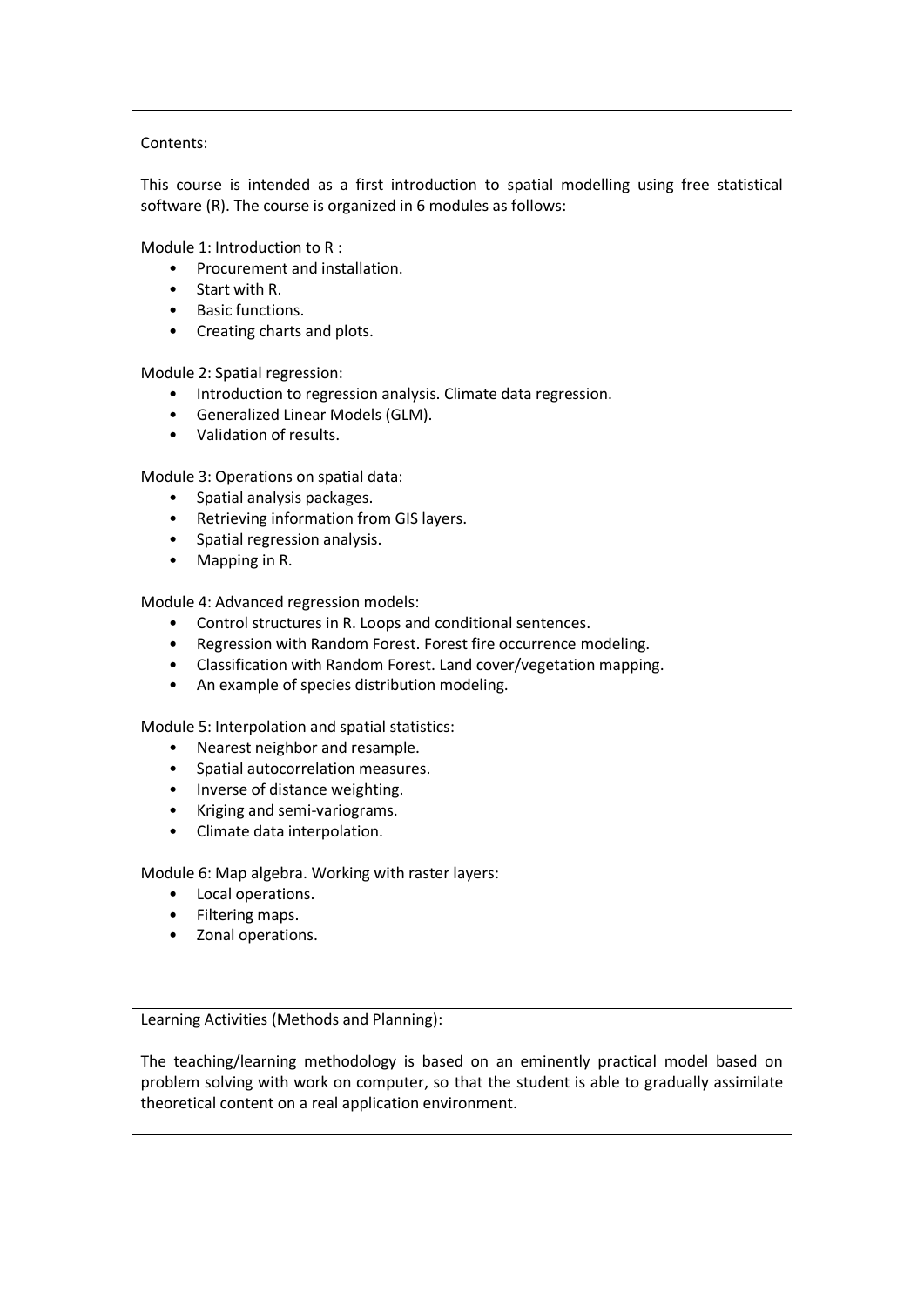Contents:

This course is intended as a first introduction to spatial modelling using free statistical software (R). The course is organized in 6 modules as follows:

Module 1: Introduction to R :

- Procurement and installation.
- Start with R.
- Basic functions.
- Creating charts and plots.

Module 2: Spatial regression:

- Introduction to regression analysis. Climate data regression.
- Generalized Linear Models (GLM).
- Validation of results.

Module 3: Operations on spatial data:

- Spatial analysis packages.
- Retrieving information from GIS layers.
- Spatial regression analysis.
- Mapping in R.

Module 4: Advanced regression models:

- Control structures in R. Loops and conditional sentences.
- Regression with Random Forest. Forest fire occurrence modeling.
- Classification with Random Forest. Land cover/vegetation mapping.
- An example of species distribution modeling.

Module 5: Interpolation and spatial statistics:

- Nearest neighbor and resample.
- Spatial autocorrelation measures.
- Inverse of distance weighting.
- Kriging and semi-variograms.
- Climate data interpolation.

Module 6: Map algebra. Working with raster layers:

- Local operations.
- Filtering maps.
- Zonal operations.

Learning Activities (Methods and Planning):

The teaching/learning methodology is based on an eminently practical model based on problem solving with work on computer, so that the student is able to gradually assimilate theoretical content on a real application environment.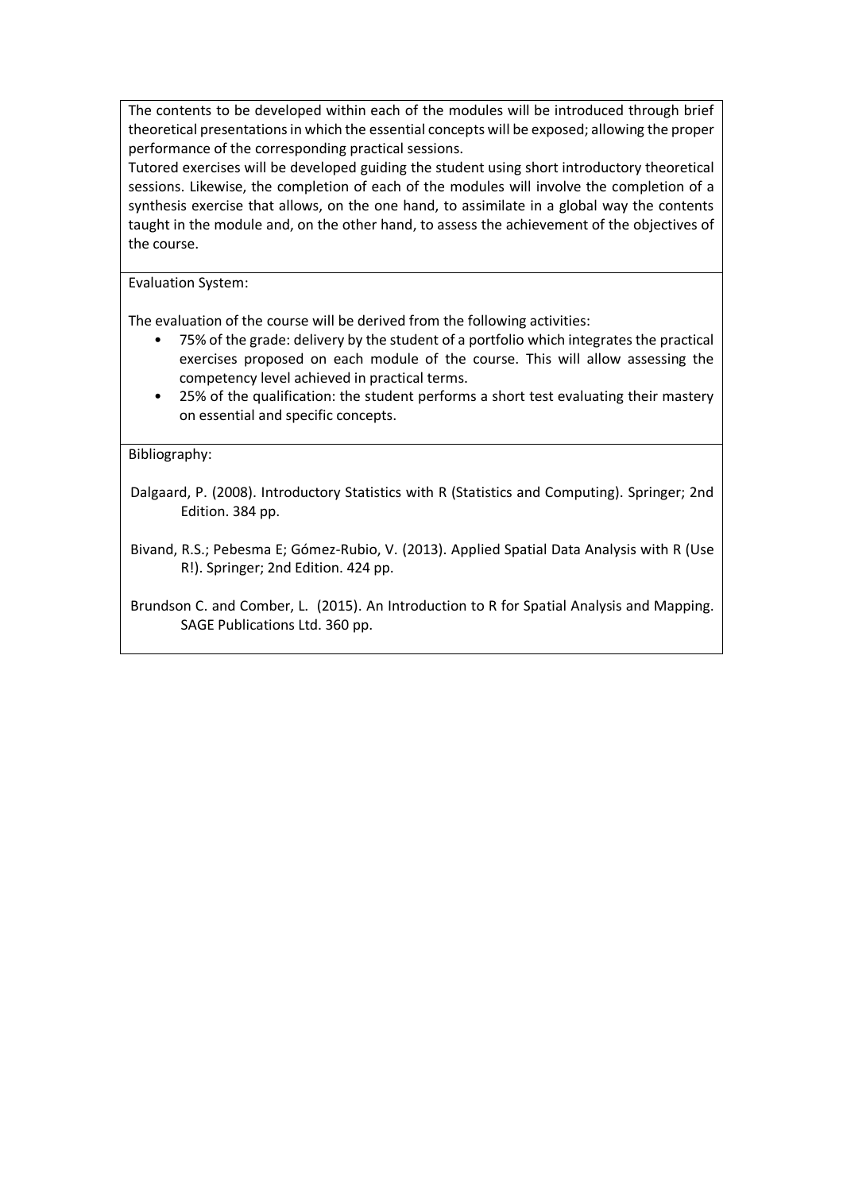The contents to be developed within each of the modules will be introduced through brief theoretical presentations in which the essential concepts will be exposed; allowing the proper performance of the corresponding practical sessions.

Tutored exercises will be developed guiding the student using short introductory theoretical sessions. Likewise, the completion of each of the modules will involve the completion of a synthesis exercise that allows, on the one hand, to assimilate in a global way the contents taught in the module and, on the other hand, to assess the achievement of the objectives of the course.

Evaluation System:

The evaluation of the course will be derived from the following activities:

- 75% of the grade: delivery by the student of a portfolio which integrates the practical exercises proposed on each module of the course. This will allow assessing the competency level achieved in practical terms.
- 25% of the qualification: the student performs a short test evaluating their mastery on essential and specific concepts.

Bibliography:

Dalgaard, P. (2008). Introductory Statistics with R (Statistics and Computing). Springer; 2nd Edition. 384 pp.

Bivand, R.S.; Pebesma E; Gómez-Rubio, V. (2013). Applied Spatial Data Analysis with R (Use R!). Springer; 2nd Edition. 424 pp.

Brundson C. and Comber, L. (2015). An Introduction to R for Spatial Analysis and Mapping. SAGE Publications Ltd. 360 pp.